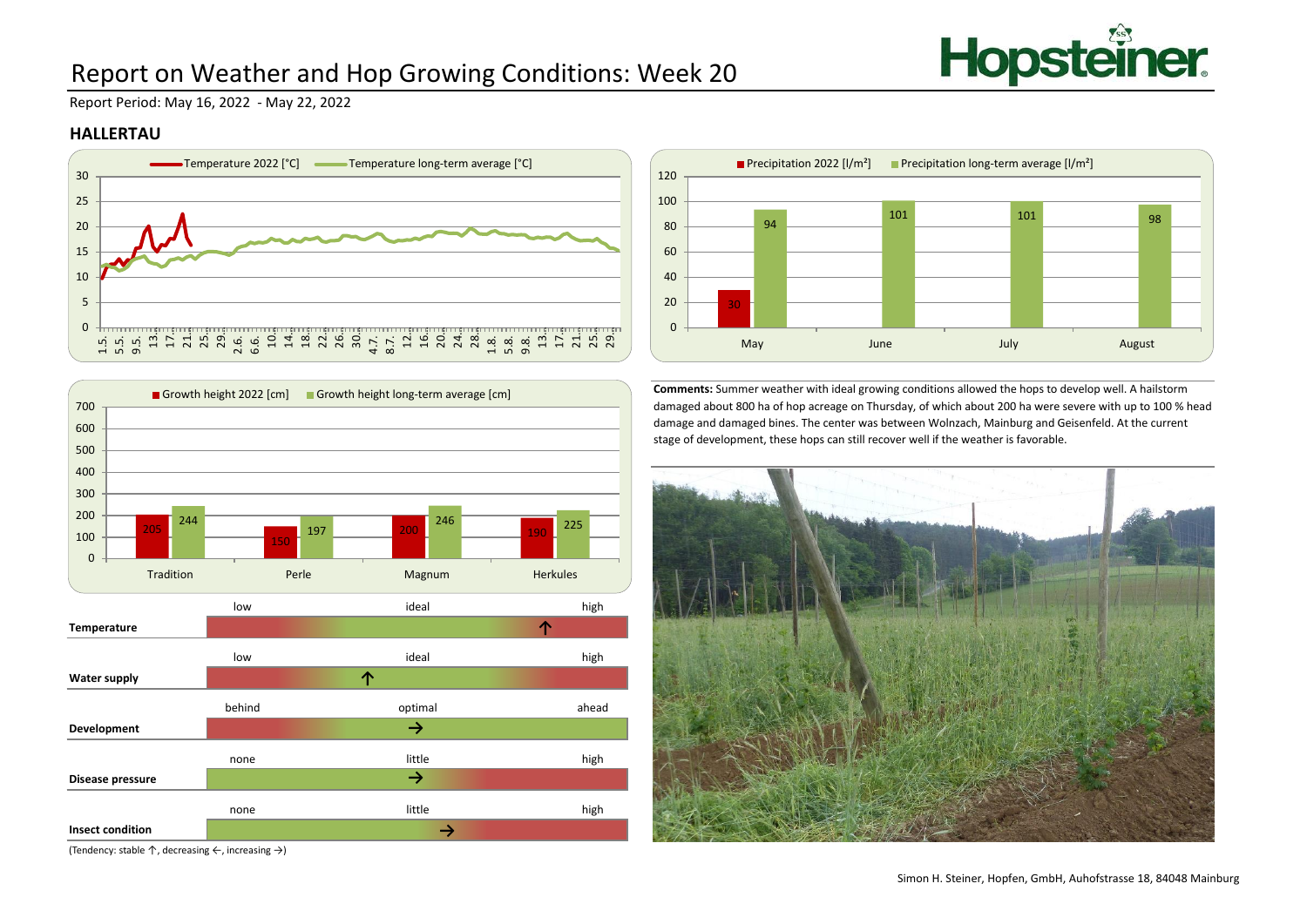# Report on Weather and Hop Growing Conditions: Week 20

Report Period: May 16, 2022 - May 22, 2022

## HALLERTAU

**Precipitation [l/m²]**

| Month | Precipitation 2022 [l/m²] | Precipitation long-term average [l/m²] |
|---|---|---|
| May | 30 | 94 |
| June | | 101 |
| July | | 101 |
| August | | 98 |

**Growth height [cm]**

| Variety | Growth height 2022 [cm] | Growth height long-term average [cm] |
|---|---|---|
| Tradition | 205 | 244 |
| Perle | 150 | 197 |
| Magnum | 200 | 246 |
| Herkules | 190 | 225 |

| | Scale | Tendency |
|---|---|---|
| **Temperature** | low – ideal – high | ↑ (between ideal and high) |
| **Water supply** | low – ideal – high | ↑ (between low and ideal) |
| **Development** | behind – optimal – ahead | → (optimal) |
| **Disease pressure** | none – little – high | → (little) |
| **Insect condition** | none – little – high | → (little) |

(Tendency: stable ↑, decreasing ←, increasing →)

**Comments:** Summer weather with ideal growing conditions allowed the hops to develop well. A hailstorm damaged about 800 ha of hop acreage on Thursday, of which about 200 ha were severe with up to 100 % head damage and damaged bines. The center was between Wolnzach, Mainburg and Geisenfeld. At the current stage of development, these hops can still recover well if the weather is favorable.

Simon H. Steiner, Hopfen, GmbH, Auhofstrasse 18, 84048 Mainburg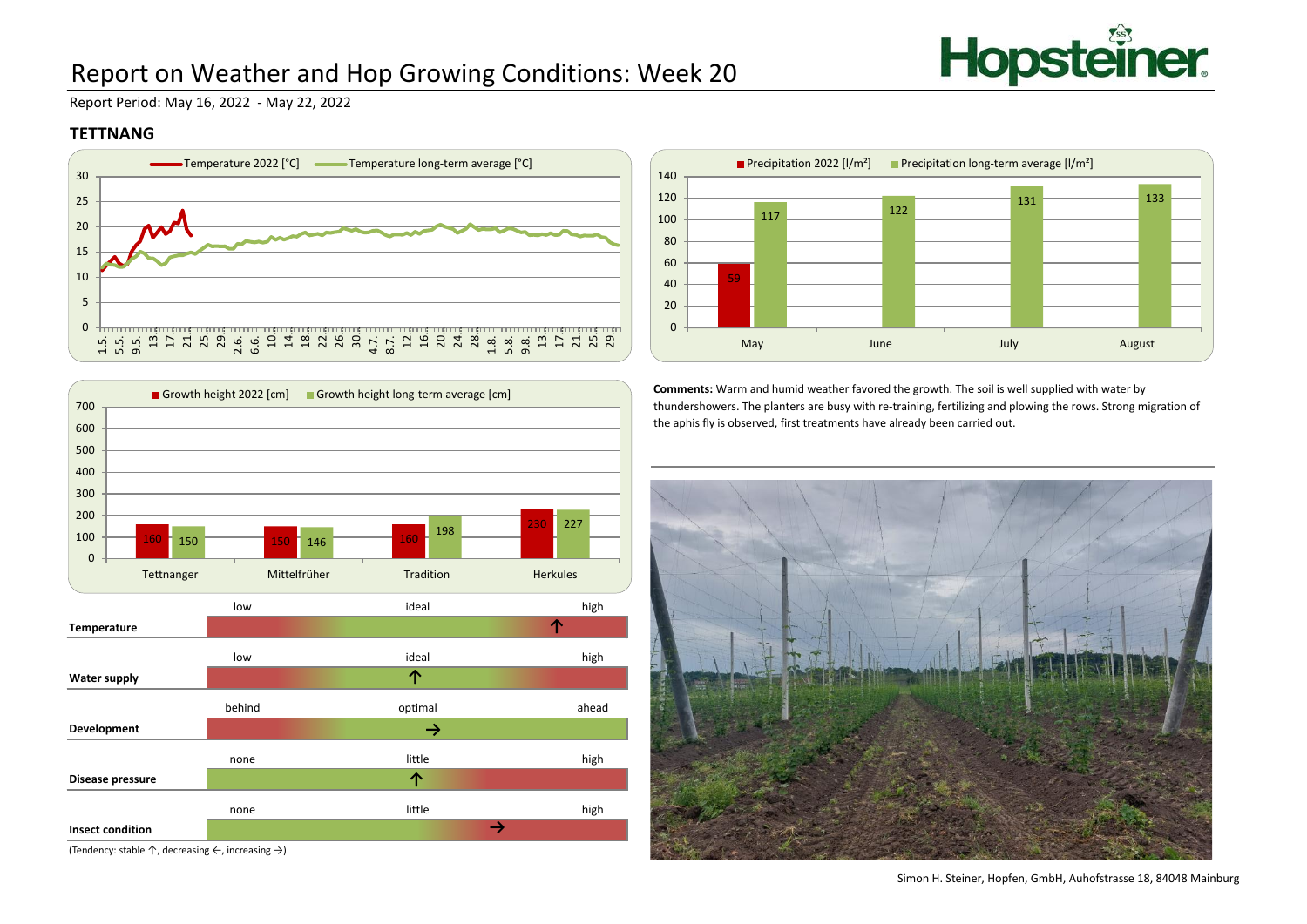# Report on Weather and Hop Growing Conditions: Week 20

Report Period: May 16, 2022 - May 22, 2022

## TETTNANG

**Precipitation [l/m²]**

| Month | Precipitation 2022 [l/m²] | Precipitation long-term average [l/m²] |
|---|---|---|
| May | 59 | 117 |
| June | | 122 |
| July | | 131 |
| August | | 133 |

**Growth height [cm]**

| Variety | Growth height 2022 [cm] | Growth height long-term average [cm] |
|---|---|---|
| Tettnanger | 160 | 150 |
| Mittelfrüher | 150 | 146 |
| Tradition | 160 | 198 |
| Herkules | 230 | 227 |

**Comments:** Warm and humid weather favored the growth. The soil is well supplied with water by thundershowers. The planters are busy with re-training, fertilizing and plowing the rows. Strong migration of the aphis fly is observed, first treatments have already been carried out.

| | Scale | Tendency |
|---|---|---|
| **Temperature** | low – ideal – high | ↑ (near high) |
| **Water supply** | low – ideal – high | ↑ (ideal) |
| **Development** | behind – optimal – ahead | → (optimal) |
| **Disease pressure** | none – little – high | ↑ (little) |
| **Insect condition** | none – little – high | → (between little and high) |

(Tendency: stable ↑, decreasing ←, increasing →)

Simon H. Steiner, Hopfen, GmbH, Auhofstrasse 18, 84048 Mainburg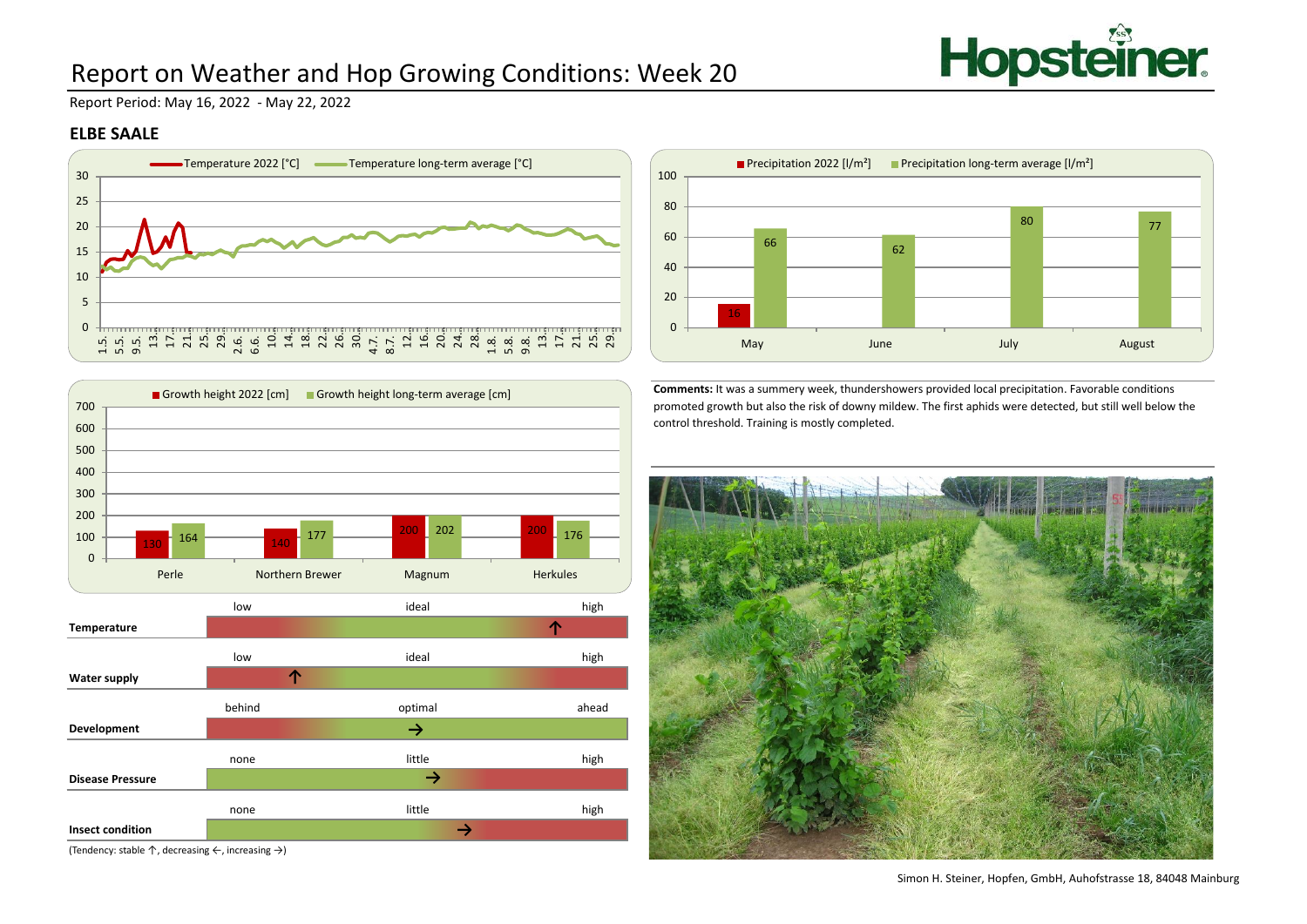# Report on Weather and Hop Growing Conditions: Week 20

Report Period: May 16, 2022 - May 22, 2022

## ELBE SAALE

Temperature 2022 [°C]
Temperature long-term average [°C]

30
25
20
15
10
5
0

1.5. 5.5. 9.5. 13. 17. 21. 25. 29. 2.6. 6.6. 10. 14. 18. 22. 26. 30. 4.7. 8.7. 12. 16. 20. 24. 28. 1.8. 5.8. 9.8. 13. 17. 21. 25. 29.

Precipitation 2022 [l/m²]
Precipitation long-term average [l/m²]

100
80
60
40
20
0

16
66
62
80
77

May
June
July
August

Growth height 2022 [cm]
Growth height long-term average [cm]

700
600
500
400
300
200
100
0

130
164
140
177
200
202
200
176

Perle
Northern Brewer
Magnum
Herkules

**Comments:** It was a summery week, thundershowers provided local precipitation. Favorable conditions promoted growth but also the risk of downy mildew. The first aphids were detected, but still well below the control threshold. Training is mostly completed.

| | | | |
|---|---|---|---|
| | low | ideal | high |
| **Temperature** | | | ↑ |
| | low | ideal | high |
| **Water supply** | ↑ | | |
| | behind | optimal | ahead |
| **Development** | | → | |
| | none | little | high |
| **Disease Pressure** | | → | |
| | none | little | high |
| **Insect condition** | | → | |

(Tendency: stable ↑, decreasing ←, increasing →)

Simon H. Steiner, Hopfen, GmbH, Auhofstrasse 18, 84048 Mainburg